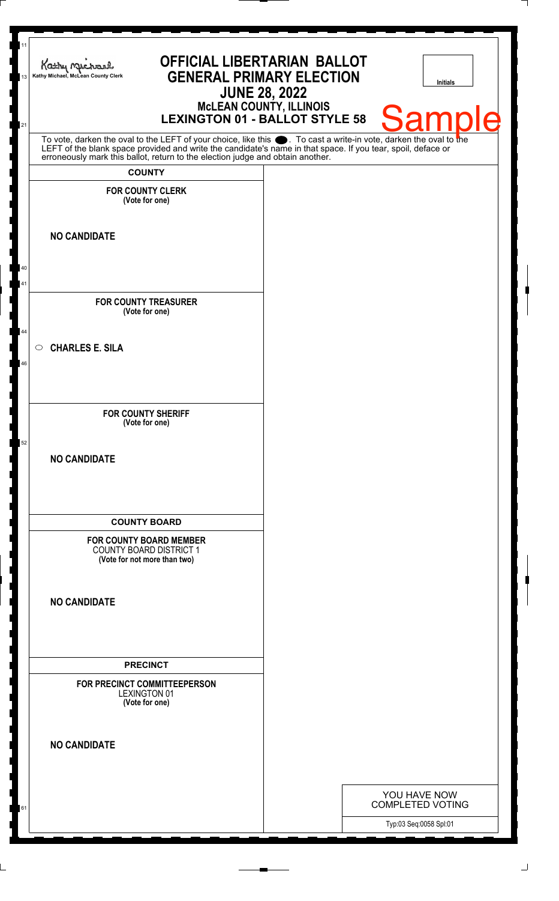Kathy Michael, McLean County Clerk

# OFFICIAL LIBERTARIAN BALLOT
# GENERAL PRIMARY ELECTION
## JUNE 28, 2022
### McLEAN COUNTY, ILLINOIS
### LEXINGTON 01 - BALLOT STYLE 58

Initials

Sample

To vote, darken the oval to the LEFT of your choice, like this ⬬. To cast a write-in vote, darken the oval to the LEFT of the blank space provided and write the candidate's name in that space. If you tear, spoil, deface or erroneously mark this ballot, return to the election judge and obtain another.

**COUNTY**

**FOR COUNTY CLERK**
**(Vote for one)**

**NO CANDIDATE**

**FOR COUNTY TREASURER**
**(Vote for one)**

○ **CHARLES E. SILA**

**FOR COUNTY SHERIFF**
**(Vote for one)**

**NO CANDIDATE**

**COUNTY BOARD**

**FOR COUNTY BOARD MEMBER**
COUNTY BOARD DISTRICT 1
**(Vote for not more than two)**

**NO CANDIDATE**

**PRECINCT**

**FOR PRECINCT COMMITTEEPERSON**
LEXINGTON 01
**(Vote for one)**

**NO CANDIDATE**

YOU HAVE NOW COMPLETED VOTING

Typ:03 Seq:0058 Spl:01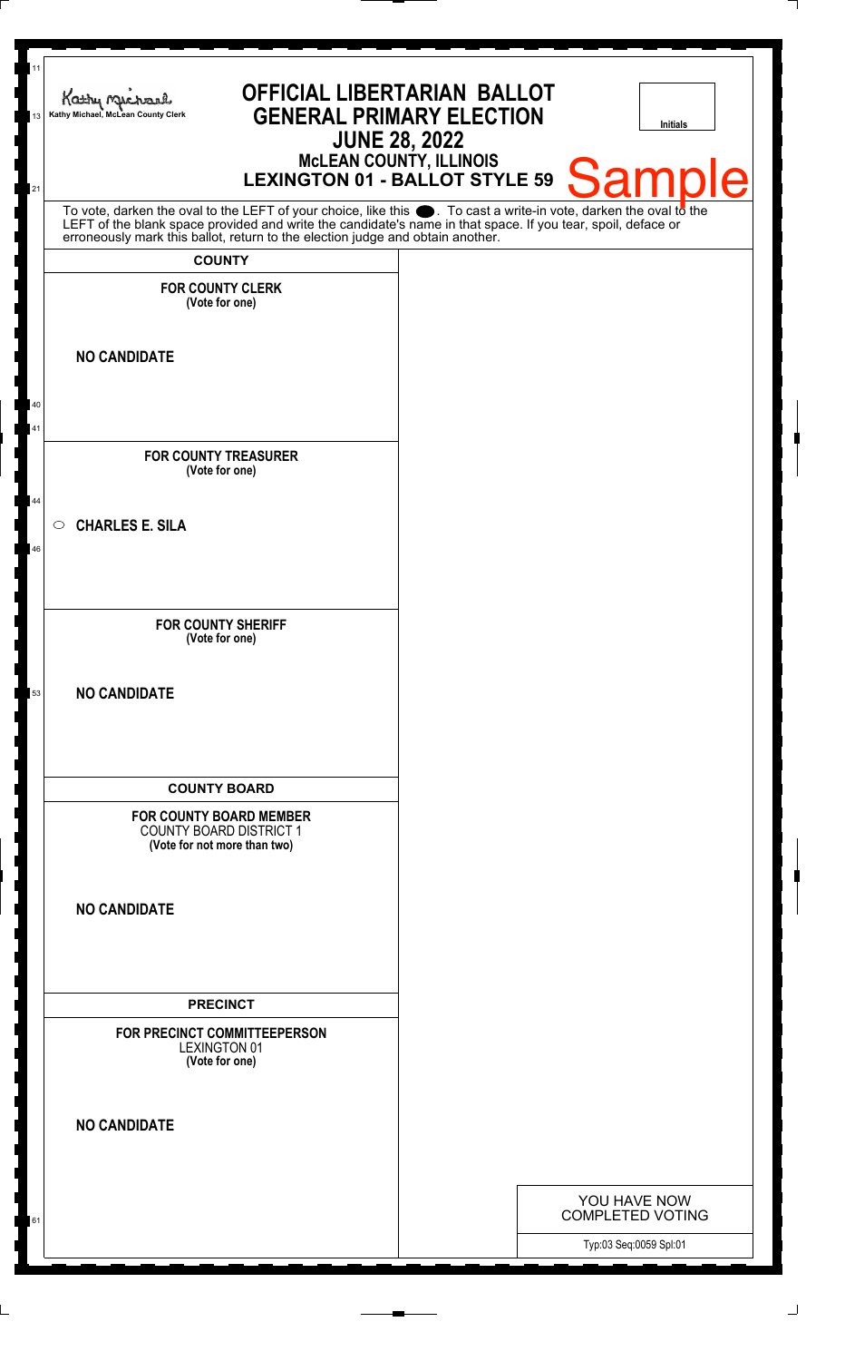Kathy Michael, McLean County Clerk

# OFFICIAL LIBERTARIAN BALLOT
# GENERAL PRIMARY ELECTION
## JUNE 28, 2022
## McLEAN COUNTY, ILLINOIS
## LEXINGTON 01 - BALLOT STYLE 59

Initials

Sample

To vote, darken the oval to the LEFT of your choice, like this ⬤. To cast a write-in vote, darken the oval to the LEFT of the blank space provided and write the candidate's name in that space. If you tear, spoil, deface or erroneously mark this ballot, return to the election judge and obtain another.

### COUNTY

**FOR COUNTY CLERK**
**(Vote for one)**

**NO CANDIDATE**

**FOR COUNTY TREASURER**
**(Vote for one)**

○ **CHARLES E. SILA**

**FOR COUNTY SHERIFF**
**(Vote for one)**

**NO CANDIDATE**

### COUNTY BOARD

**FOR COUNTY BOARD MEMBER**
COUNTY BOARD DISTRICT 1
**(Vote for not more than two)**

**NO CANDIDATE**

### PRECINCT

**FOR PRECINCT COMMITTEEPERSON**
LEXINGTON 01
**(Vote for one)**

**NO CANDIDATE**

YOU HAVE NOW COMPLETED VOTING

Typ:03 Seq:0059 Spl:01